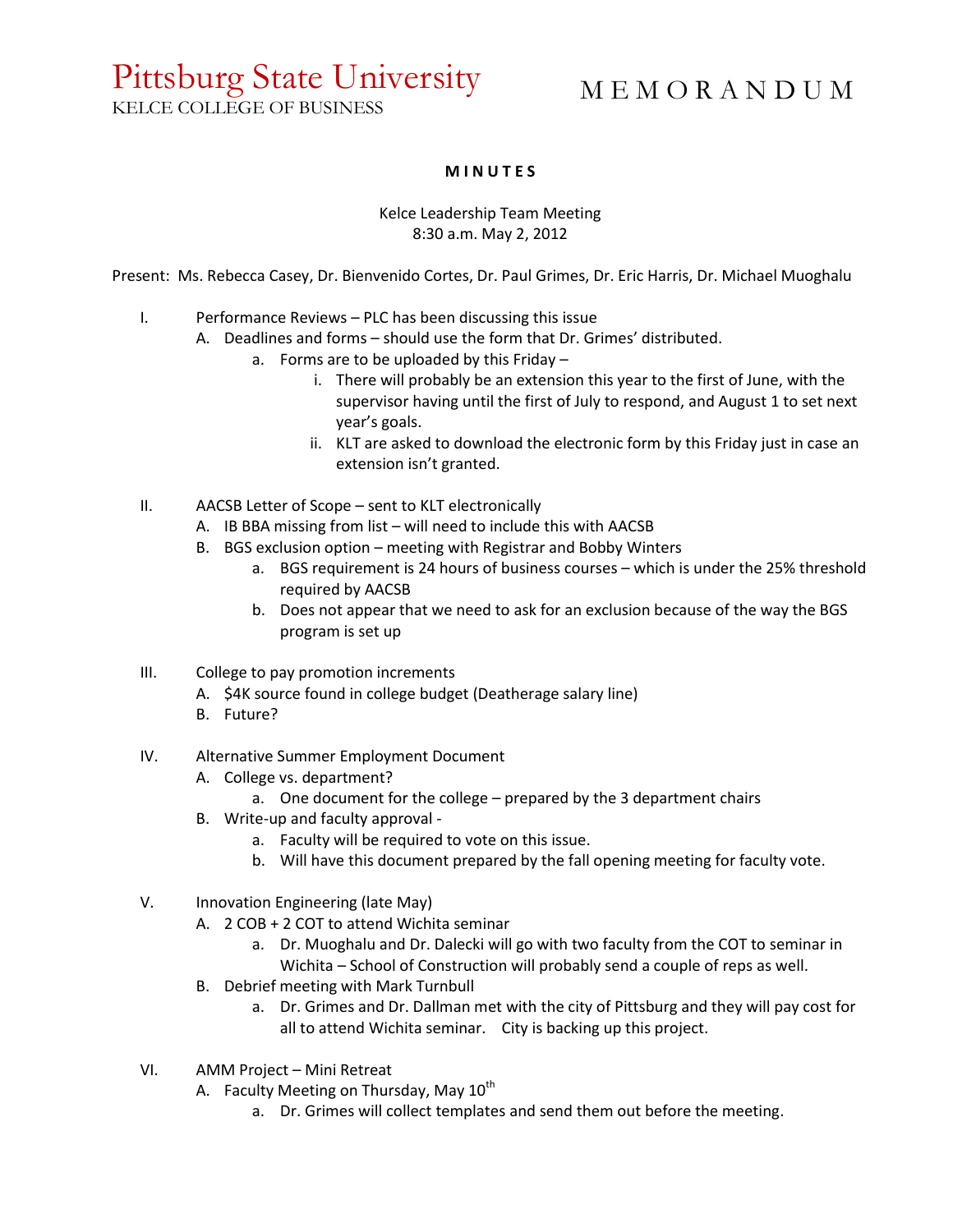# Pittsburg State University
KELCE COLLEGE OF BUSINESS

# M E M O R A N D U M

**M I N U T E S**

Kelce Leadership Team Meeting
8:30 a.m. May 2, 2012

Present: Ms. Rebecca Casey, Dr. Bienvenido Cortes, Dr. Paul Grimes, Dr. Eric Harris, Dr. Michael Muoghalu

I. Performance Reviews – PLC has been discussing this issue
   - A. Deadlines and forms – should use the form that Dr. Grimes' distributed.
     - a. Forms are to be uploaded by this Friday –
       - i. There will probably be an extension this year to the first of June, with the supervisor having until the first of July to respond, and August 1 to set next year's goals.
       - ii. KLT are asked to download the electronic form by this Friday just in case an extension isn't granted.

II. AACSB Letter of Scope – sent to KLT electronically
   - A. IB BBA missing from list – will need to include this with AACSB
   - B. BGS exclusion option – meeting with Registrar and Bobby Winters
     - a. BGS requirement is 24 hours of business courses – which is under the 25% threshold required by AACSB
     - b. Does not appear that we need to ask for an exclusion because of the way the BGS program is set up

III. College to pay promotion increments
   - A. $4K source found in college budget (Deatherage salary line)
   - B. Future?

IV. Alternative Summer Employment Document
   - A. College vs. department?
     - a. One document for the college – prepared by the 3 department chairs
   - B. Write-up and faculty approval -
     - a. Faculty will be required to vote on this issue.
     - b. Will have this document prepared by the fall opening meeting for faculty vote.

V. Innovation Engineering (late May)
   - A. 2 COB + 2 COT to attend Wichita seminar
     - a. Dr. Muoghalu and Dr. Dalecki will go with two faculty from the COT to seminar in Wichita – School of Construction will probably send a couple of reps as well.
   - B. Debrief meeting with Mark Turnbull
     - a. Dr. Grimes and Dr. Dallman met with the city of Pittsburg and they will pay cost for all to attend Wichita seminar. City is backing up this project.

VI. AMM Project – Mini Retreat
   - A. Faculty Meeting on Thursday, May 10th
     - a. Dr. Grimes will collect templates and send them out before the meeting.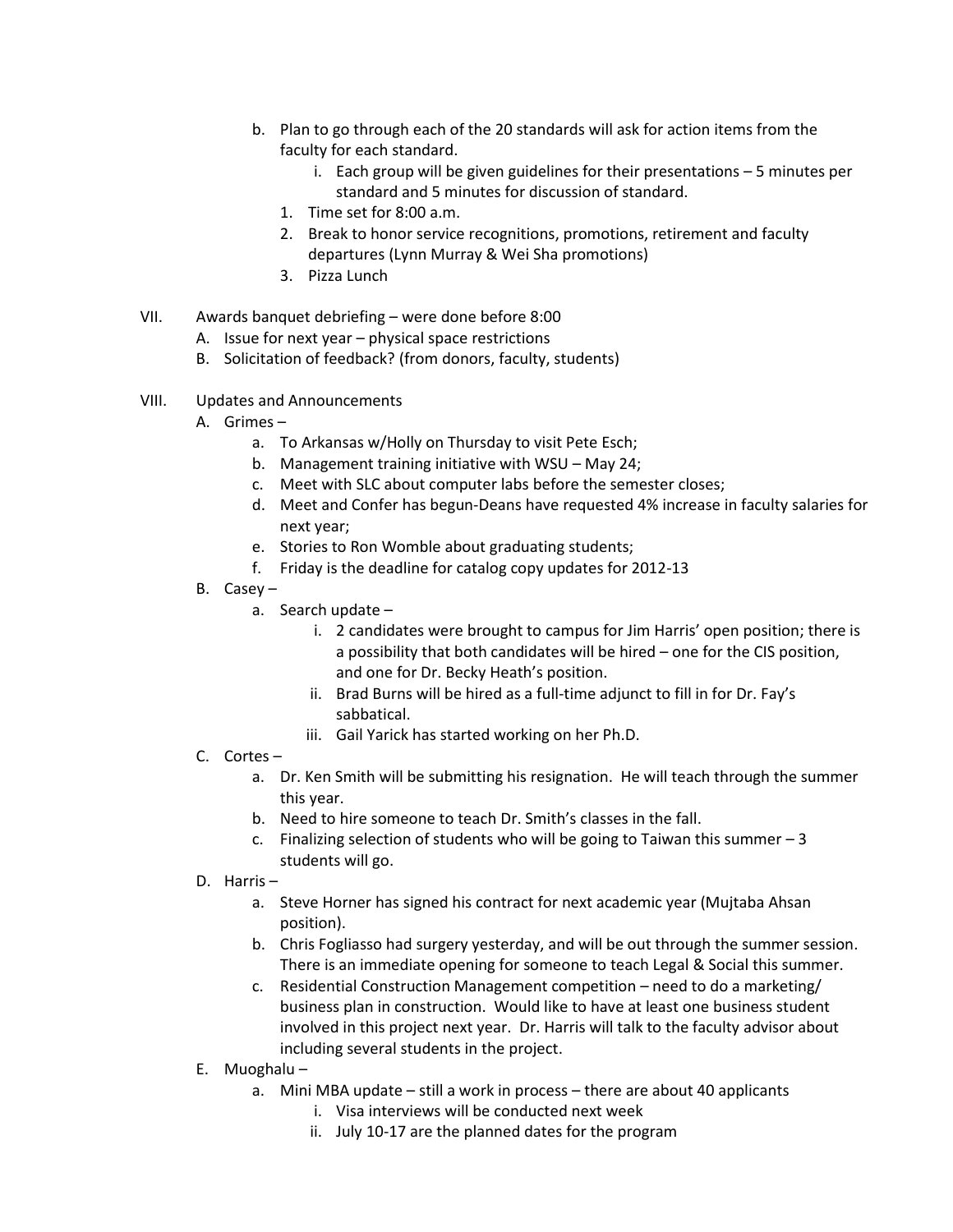b. Plan to go through each of the 20 standards will ask for action items from the faculty for each standard.
      i. Each group will be given guidelines for their presentations – 5 minutes per standard and 5 minutes for discussion of standard.
   1. Time set for 8:00 a.m.
   2. Break to honor service recognitions, promotions, retirement and faculty departures (Lynn Murray & Wei Sha promotions)
   3. Pizza Lunch

VII. Awards banquet debriefing – were done before 8:00
   A. Issue for next year – physical space restrictions
   B. Solicitation of feedback? (from donors, faculty, students)

VIII. Updates and Announcements
   A. Grimes –
      a. To Arkansas w/Holly on Thursday to visit Pete Esch;
      b. Management training initiative with WSU – May 24;
      c. Meet with SLC about computer labs before the semester closes;
      d. Meet and Confer has begun-Deans have requested 4% increase in faculty salaries for next year;
      e. Stories to Ron Womble about graduating students;
      f. Friday is the deadline for catalog copy updates for 2012-13
   B. Casey –
      a. Search update –
         i. 2 candidates were brought to campus for Jim Harris' open position; there is a possibility that both candidates will be hired – one for the CIS position, and one for Dr. Becky Heath's position.
         ii. Brad Burns will be hired as a full-time adjunct to fill in for Dr. Fay's sabbatical.
         iii. Gail Yarick has started working on her Ph.D.
   C. Cortes –
      a. Dr. Ken Smith will be submitting his resignation. He will teach through the summer this year.
      b. Need to hire someone to teach Dr. Smith's classes in the fall.
      c. Finalizing selection of students who will be going to Taiwan this summer – 3 students will go.
   D. Harris –
      a. Steve Horner has signed his contract for next academic year (Mujtaba Ahsan position).
      b. Chris Fogliasso had surgery yesterday, and will be out through the summer session. There is an immediate opening for someone to teach Legal & Social this summer.
      c. Residential Construction Management competition – need to do a marketing/ business plan in construction. Would like to have at least one business student involved in this project next year. Dr. Harris will talk to the faculty advisor about including several students in the project.
   E. Muoghalu –
      a. Mini MBA update – still a work in process – there are about 40 applicants
         i. Visa interviews will be conducted next week
         ii. July 10-17 are the planned dates for the program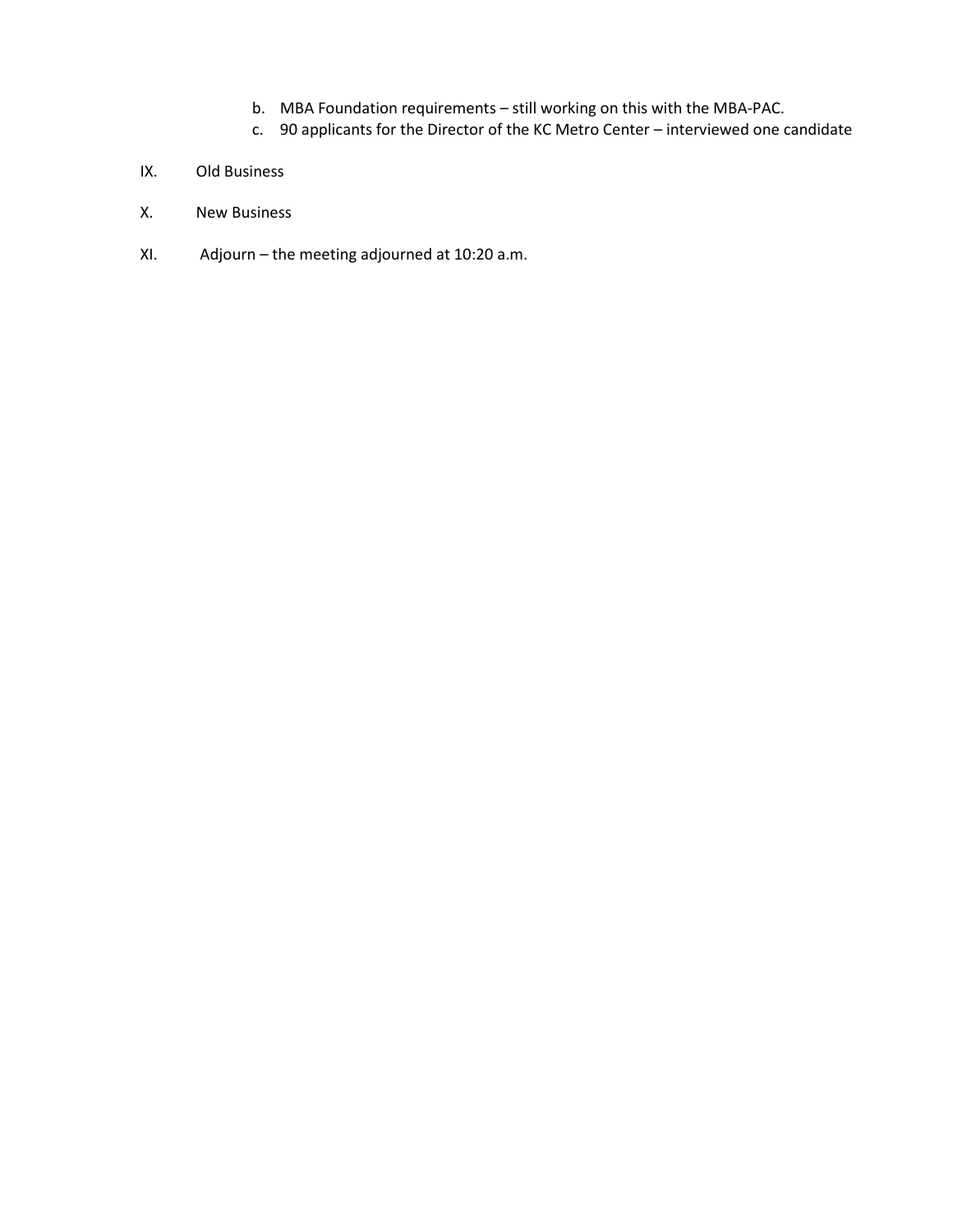b. MBA Foundation requirements – still working on this with the MBA-PAC.
   c. 90 applicants for the Director of the KC Metro Center – interviewed one candidate

IX. Old Business

X. New Business

XI. Adjourn – the meeting adjourned at 10:20 a.m.